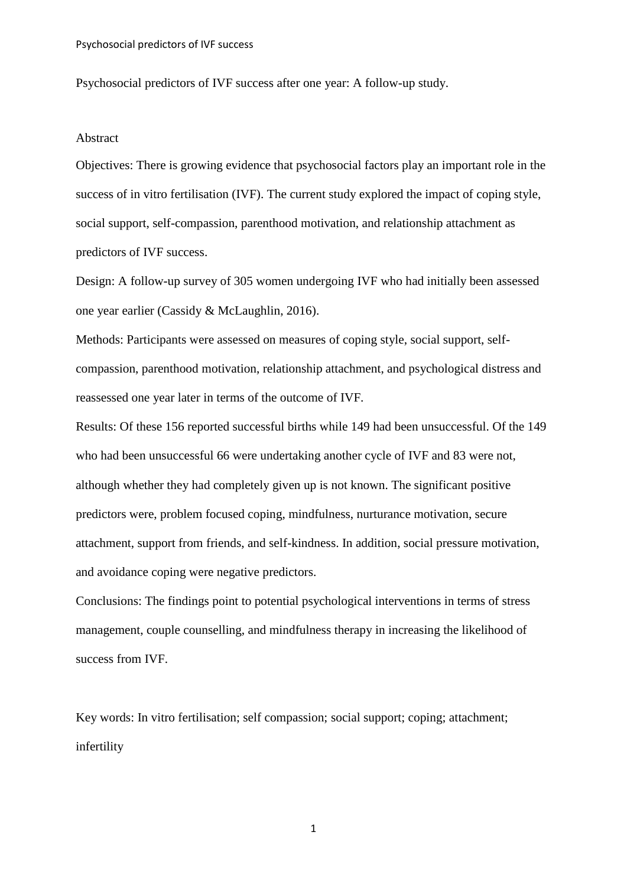# Psychosocial predictors of IVF success after one year: A follow-up study.

## Abstract

Objectives: There is growing evidence that psychosocial factors play an important role in the success of in vitro fertilisation (IVF). The current study explored the impact of coping style, social support, self-compassion, parenthood motivation, and relationship attachment as predictors of IVF success.

Design: A follow-up survey of 305 women undergoing IVF who had initially been assessed one year earlier (Cassidy & McLaughlin, 2016).

Methods: Participants were assessed on measures of coping style, social support, self-compassion, parenthood motivation, relationship attachment, and psychological distress and reassessed one year later in terms of the outcome of IVF.

Results: Of these 156 reported successful births while 149 had been unsuccessful. Of the 149 who had been unsuccessful 66 were undertaking another cycle of IVF and 83 were not, although whether they had completely given up is not known. The significant positive predictors were, problem focused coping, mindfulness, nurturance motivation, secure attachment, support from friends, and self-kindness. In addition, social pressure motivation, and avoidance coping were negative predictors.

Conclusions: The findings point to potential psychological interventions in terms of stress management, couple counselling, and mindfulness therapy in increasing the likelihood of success from IVF.

Key words: In vitro fertilisation; self compassion; social support; coping; attachment; infertility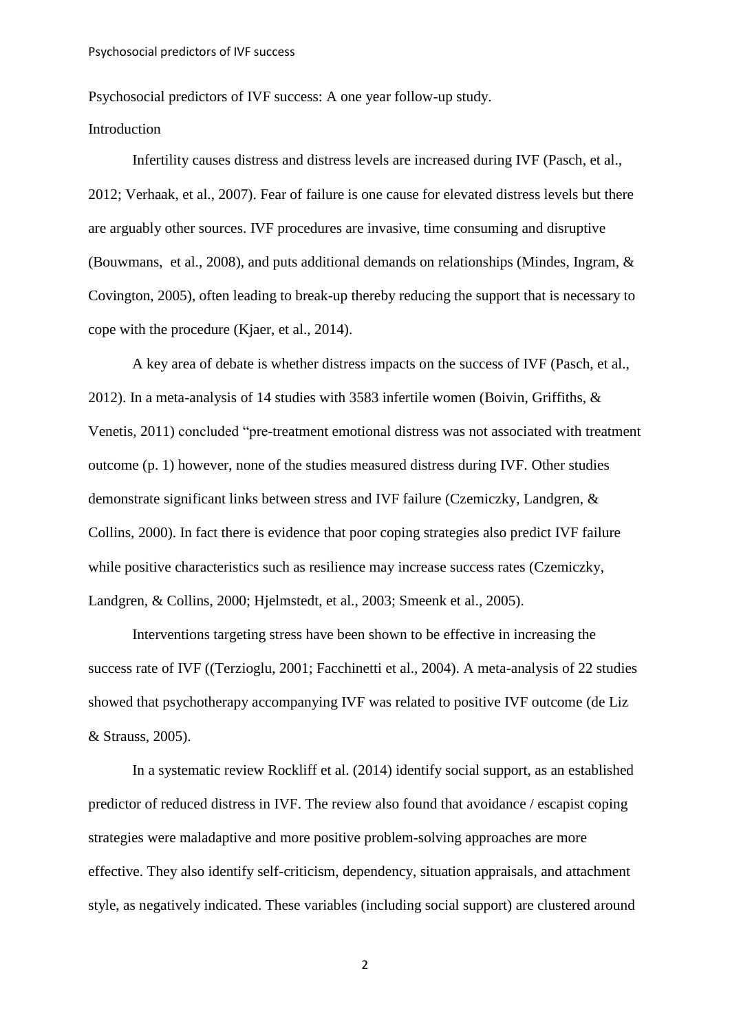Psychosocial predictors of IVF success: A one year follow-up study.

## Introduction

Infertility causes distress and distress levels are increased during IVF (Pasch, et al., 2012; Verhaak, et al., 2007). Fear of failure is one cause for elevated distress levels but there are arguably other sources. IVF procedures are invasive, time consuming and disruptive (Bouwmans, et al., 2008), and puts additional demands on relationships (Mindes, Ingram, & Covington, 2005), often leading to break-up thereby reducing the support that is necessary to cope with the procedure (Kjaer, et al., 2014).

A key area of debate is whether distress impacts on the success of IVF (Pasch, et al., 2012). In a meta-analysis of 14 studies with 3583 infertile women (Boivin, Griffiths, & Venetis, 2011) concluded "pre-treatment emotional distress was not associated with treatment outcome (p. 1) however, none of the studies measured distress during IVF. Other studies demonstrate significant links between stress and IVF failure (Czemiczky, Landgren, & Collins, 2000). In fact there is evidence that poor coping strategies also predict IVF failure while positive characteristics such as resilience may increase success rates (Czemiczky, Landgren, & Collins, 2000; Hjelmstedt, et al., 2003; Smeenk et al., 2005).

Interventions targeting stress have been shown to be effective in increasing the success rate of IVF ((Terzioglu, 2001; Facchinetti et al., 2004). A meta-analysis of 22 studies showed that psychotherapy accompanying IVF was related to positive IVF outcome (de Liz & Strauss, 2005).

In a systematic review Rockliff et al. (2014) identify social support, as an established predictor of reduced distress in IVF. The review also found that avoidance / escapist coping strategies were maladaptive and more positive problem-solving approaches are more effective. They also identify self-criticism, dependency, situation appraisals, and attachment style, as negatively indicated. These variables (including social support) are clustered around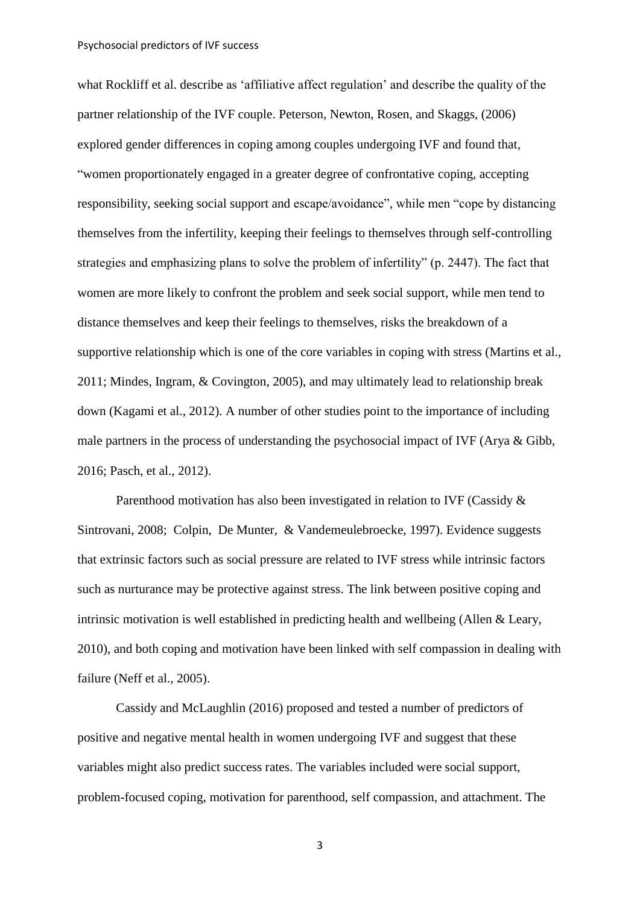what Rockliff et al. describe as 'affiliative affect regulation' and describe the quality of the partner relationship of the IVF couple. Peterson, Newton, Rosen, and Skaggs, (2006) explored gender differences in coping among couples undergoing IVF and found that, "women proportionately engaged in a greater degree of confrontative coping, accepting responsibility, seeking social support and escape/avoidance", while men "cope by distancing themselves from the infertility, keeping their feelings to themselves through self-controlling strategies and emphasizing plans to solve the problem of infertility" (p. 2447). The fact that women are more likely to confront the problem and seek social support, while men tend to distance themselves and keep their feelings to themselves, risks the breakdown of a supportive relationship which is one of the core variables in coping with stress (Martins et al., 2011; Mindes, Ingram, & Covington, 2005), and may ultimately lead to relationship break down (Kagami et al., 2012). A number of other studies point to the importance of including male partners in the process of understanding the psychosocial impact of IVF (Arya & Gibb, 2016; Pasch, et al., 2012).

Parenthood motivation has also been investigated in relation to IVF (Cassidy & Sintrovani, 2008; Colpin, De Munter, & Vandemeulebroecke, 1997). Evidence suggests that extrinsic factors such as social pressure are related to IVF stress while intrinsic factors such as nurturance may be protective against stress. The link between positive coping and intrinsic motivation is well established in predicting health and wellbeing (Allen & Leary, 2010), and both coping and motivation have been linked with self compassion in dealing with failure (Neff et al., 2005).

Cassidy and McLaughlin (2016) proposed and tested a number of predictors of positive and negative mental health in women undergoing IVF and suggest that these variables might also predict success rates. The variables included were social support, problem-focused coping, motivation for parenthood, self compassion, and attachment. The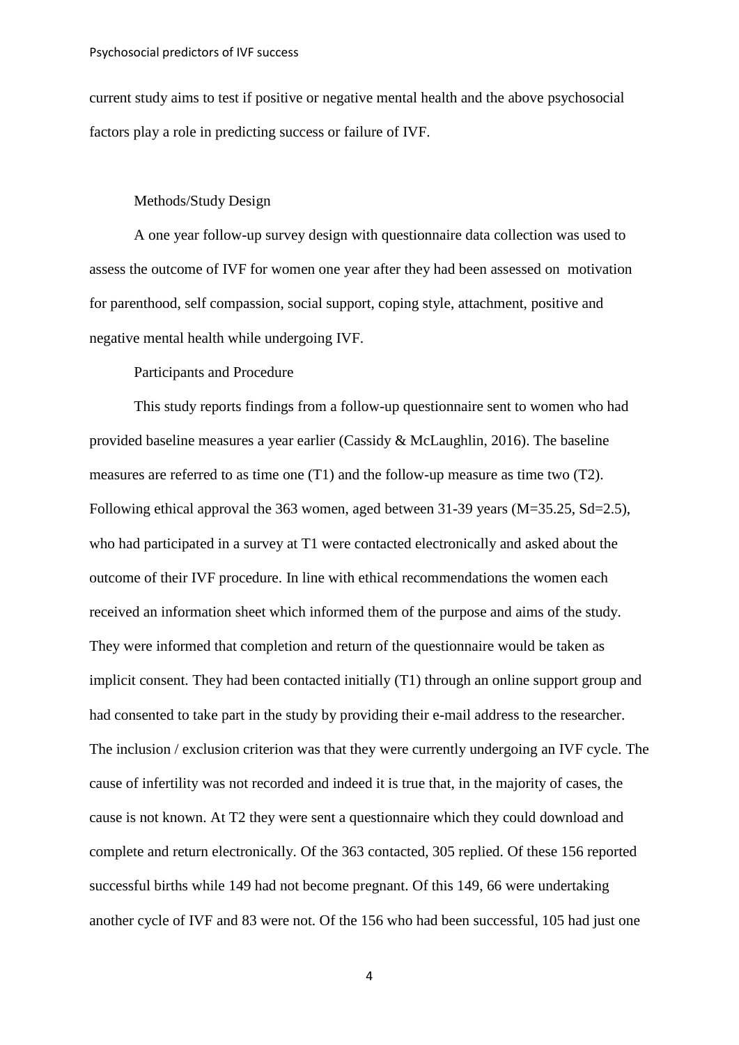current study aims to test if positive or negative mental health and the above psychosocial factors play a role in predicting success or failure of IVF.

## Methods/Study Design

A one year follow-up survey design with questionnaire data collection was used to assess the outcome of IVF for women one year after they had been assessed on motivation for parenthood, self compassion, social support, coping style, attachment, positive and negative mental health while undergoing IVF.

## Participants and Procedure

This study reports findings from a follow-up questionnaire sent to women who had provided baseline measures a year earlier (Cassidy & McLaughlin, 2016). The baseline measures are referred to as time one (T1) and the follow-up measure as time two (T2). Following ethical approval the 363 women, aged between 31-39 years (M=35.25, Sd=2.5), who had participated in a survey at T1 were contacted electronically and asked about the outcome of their IVF procedure. In line with ethical recommendations the women each received an information sheet which informed them of the purpose and aims of the study. They were informed that completion and return of the questionnaire would be taken as implicit consent. They had been contacted initially (T1) through an online support group and had consented to take part in the study by providing their e-mail address to the researcher. The inclusion / exclusion criterion was that they were currently undergoing an IVF cycle. The cause of infertility was not recorded and indeed it is true that, in the majority of cases, the cause is not known. At T2 they were sent a questionnaire which they could download and complete and return electronically. Of the 363 contacted, 305 replied. Of these 156 reported successful births while 149 had not become pregnant. Of this 149, 66 were undertaking another cycle of IVF and 83 were not. Of the 156 who had been successful, 105 had just one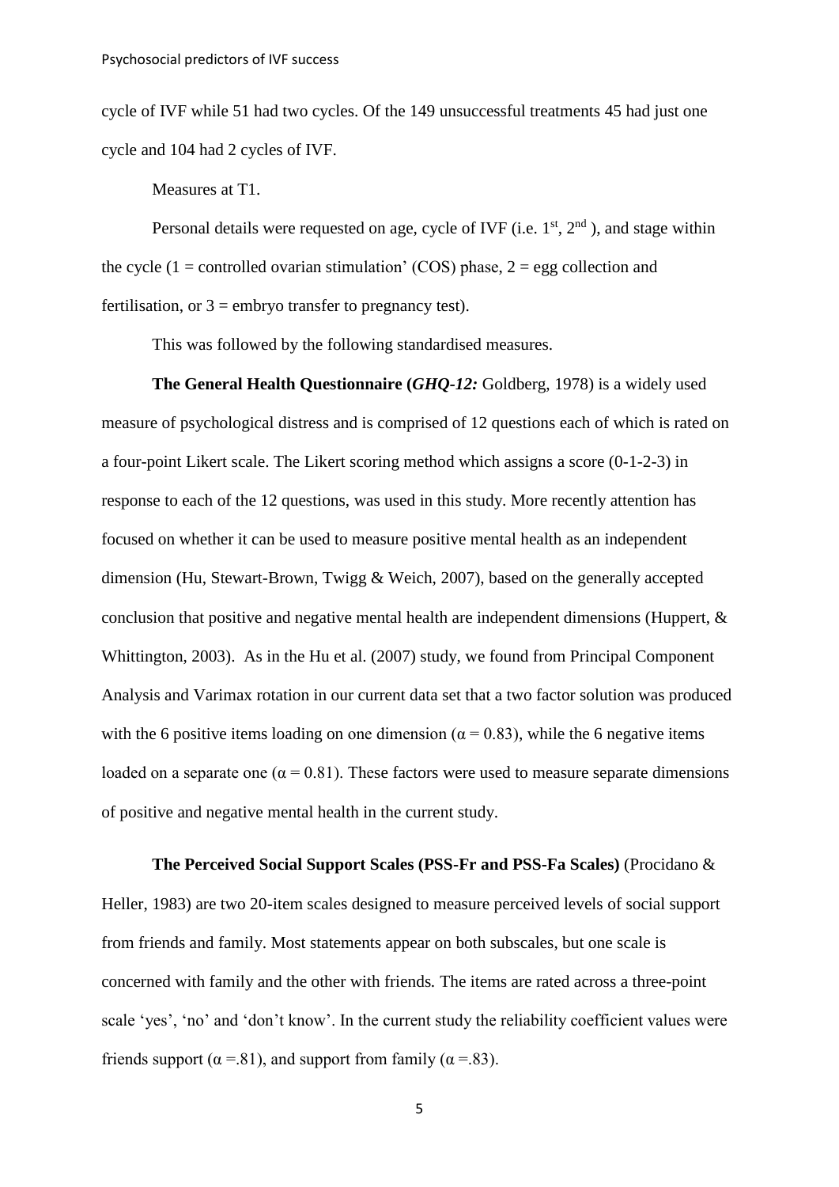cycle of IVF while 51 had two cycles. Of the 149 unsuccessful treatments 45 had just one cycle and 104 had 2 cycles of IVF.

Measures at T1.

Personal details were requested on age, cycle of IVF (i.e. 1st, 2nd ), and stage within the cycle (1 = controlled ovarian stimulation' (COS) phase, 2 = egg collection and fertilisation, or 3 = embryo transfer to pregnancy test).

This was followed by the following standardised measures.

**The General Health Questionnaire (*GHQ-12:*** Goldberg, 1978) is a widely used measure of psychological distress and is comprised of 12 questions each of which is rated on a four-point Likert scale. The Likert scoring method which assigns a score (0-1-2-3) in response to each of the 12 questions, was used in this study. More recently attention has focused on whether it can be used to measure positive mental health as an independent dimension (Hu, Stewart-Brown, Twigg & Weich, 2007), based on the generally accepted conclusion that positive and negative mental health are independent dimensions (Huppert, & Whittington, 2003). As in the Hu et al. (2007) study, we found from Principal Component Analysis and Varimax rotation in our current data set that a two factor solution was produced with the 6 positive items loading on one dimension ($\alpha = 0.83$), while the 6 negative items loaded on a separate one ($\alpha = 0.81$). These factors were used to measure separate dimensions of positive and negative mental health in the current study.

**The Perceived Social Support Scales (PSS-Fr and PSS-Fa Scales)** (Procidano & Heller, 1983) are two 20-item scales designed to measure perceived levels of social support from friends and family. Most statements appear on both subscales, but one scale is concerned with family and the other with friends. The items are rated across a three-point scale 'yes', 'no' and 'don't know'. In the current study the reliability coefficient values were friends support ($\alpha = .81$), and support from family ($\alpha = .83$).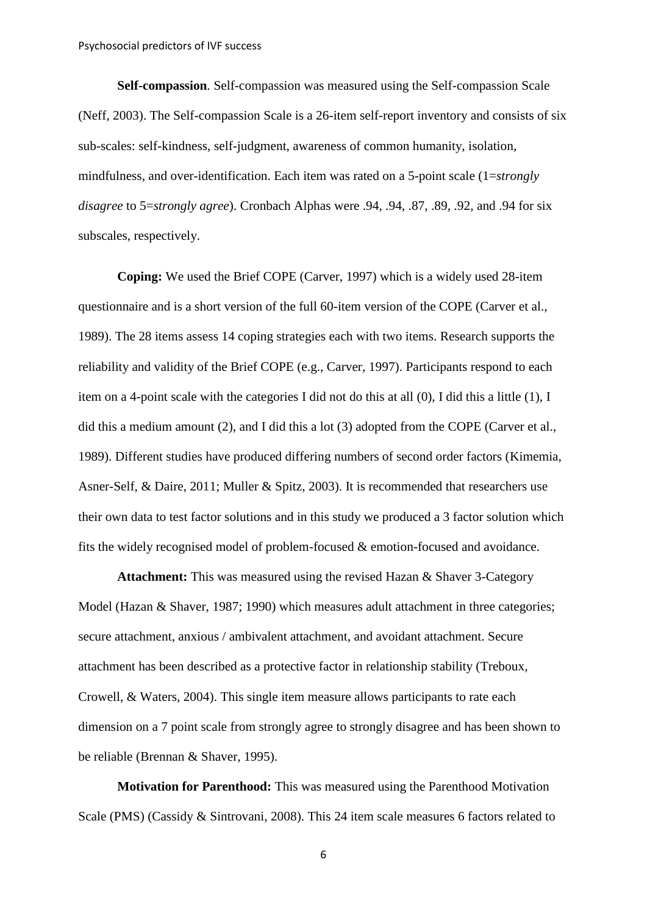**Self-compassion**. Self-compassion was measured using the Self-compassion Scale (Neff, 2003). The Self-compassion Scale is a 26-item self-report inventory and consists of six sub-scales: self-kindness, self-judgment, awareness of common humanity, isolation, mindfulness, and over-identification. Each item was rated on a 5-point scale (1=*strongly disagree* to 5=*strongly agree*). Cronbach Alphas were .94, .94, .87, .89, .92, and .94 for six subscales, respectively.

**Coping:** We used the Brief COPE (Carver, 1997) which is a widely used 28-item questionnaire and is a short version of the full 60-item version of the COPE (Carver et al., 1989). The 28 items assess 14 coping strategies each with two items. Research supports the reliability and validity of the Brief COPE (e.g., Carver, 1997). Participants respond to each item on a 4-point scale with the categories I did not do this at all (0), I did this a little (1), I did this a medium amount (2), and I did this a lot (3) adopted from the COPE (Carver et al., 1989). Different studies have produced differing numbers of second order factors (Kimemia, Asner-Self, & Daire, 2011; Muller & Spitz, 2003). It is recommended that researchers use their own data to test factor solutions and in this study we produced a 3 factor solution which fits the widely recognised model of problem-focused & emotion-focused and avoidance.

**Attachment:** This was measured using the revised Hazan & Shaver 3-Category Model (Hazan & Shaver, 1987; 1990) which measures adult attachment in three categories; secure attachment, anxious / ambivalent attachment, and avoidant attachment. Secure attachment has been described as a protective factor in relationship stability (Treboux, Crowell, & Waters, 2004). This single item measure allows participants to rate each dimension on a 7 point scale from strongly agree to strongly disagree and has been shown to be reliable (Brennan & Shaver, 1995).

**Motivation for Parenthood:** This was measured using the Parenthood Motivation Scale (PMS) (Cassidy & Sintrovani, 2008). This 24 item scale measures 6 factors related to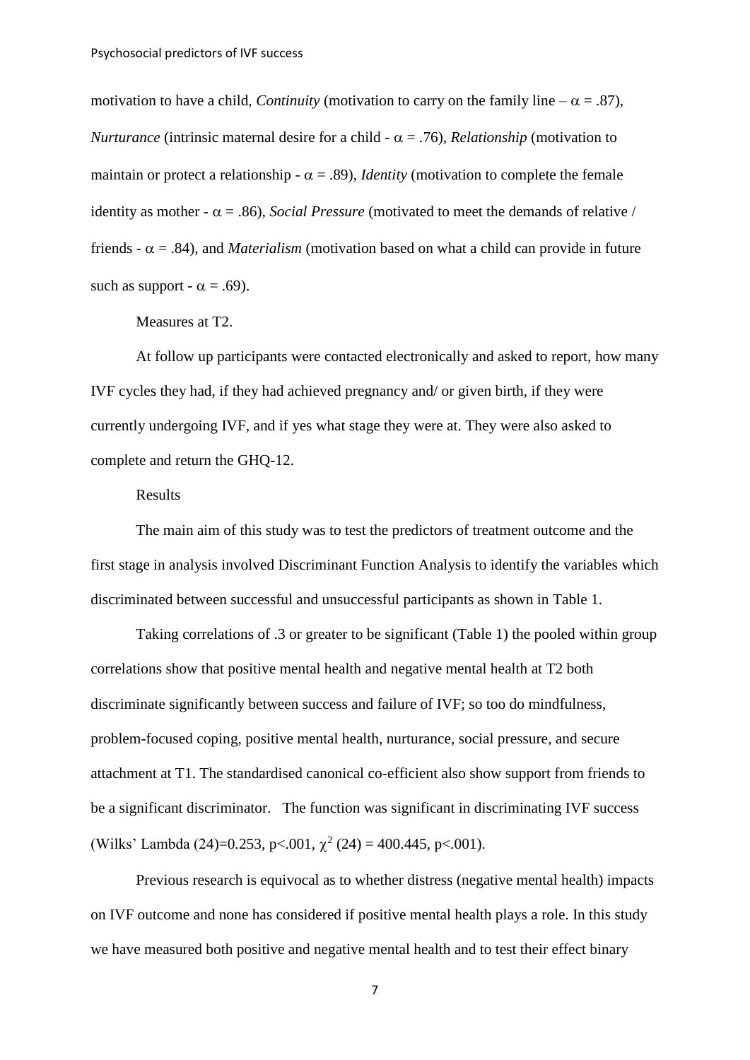motivation to have a child, *Continuity* (motivation to carry on the family line – $\alpha = .87$), *Nurturance* (intrinsic maternal desire for a child - $\alpha = .76$), *Relationship* (motivation to maintain or protect a relationship - $\alpha = .89$), *Identity* (motivation to complete the female identity as mother - $\alpha = .86$), *Social Pressure* (motivated to meet the demands of relative / friends - $\alpha = .84$), and *Materialism* (motivation based on what a child can provide in future such as support - $\alpha = .69$).

### Measures at T2.

At follow up participants were contacted electronically and asked to report, how many IVF cycles they had, if they had achieved pregnancy and/ or given birth, if they were currently undergoing IVF, and if yes what stage they were at. They were also asked to complete and return the GHQ-12.

## Results

The main aim of this study was to test the predictors of treatment outcome and the first stage in analysis involved Discriminant Function Analysis to identify the variables which discriminated between successful and unsuccessful participants as shown in Table 1.

Taking correlations of .3 or greater to be significant (Table 1) the pooled within group correlations show that positive mental health and negative mental health at T2 both discriminate significantly between success and failure of IVF; so too do mindfulness, problem-focused coping, positive mental health, nurturance, social pressure, and secure attachment at T1. The standardised canonical co-efficient also show support from friends to be a significant discriminator. The function was significant in discriminating IVF success (Wilks' Lambda (24)=0.253, $p<.001$, $\chi^2$ (24) = 400.445, $p<.001$).

Previous research is equivocal as to whether distress (negative mental health) impacts on IVF outcome and none has considered if positive mental health plays a role. In this study we have measured both positive and negative mental health and to test their effect binary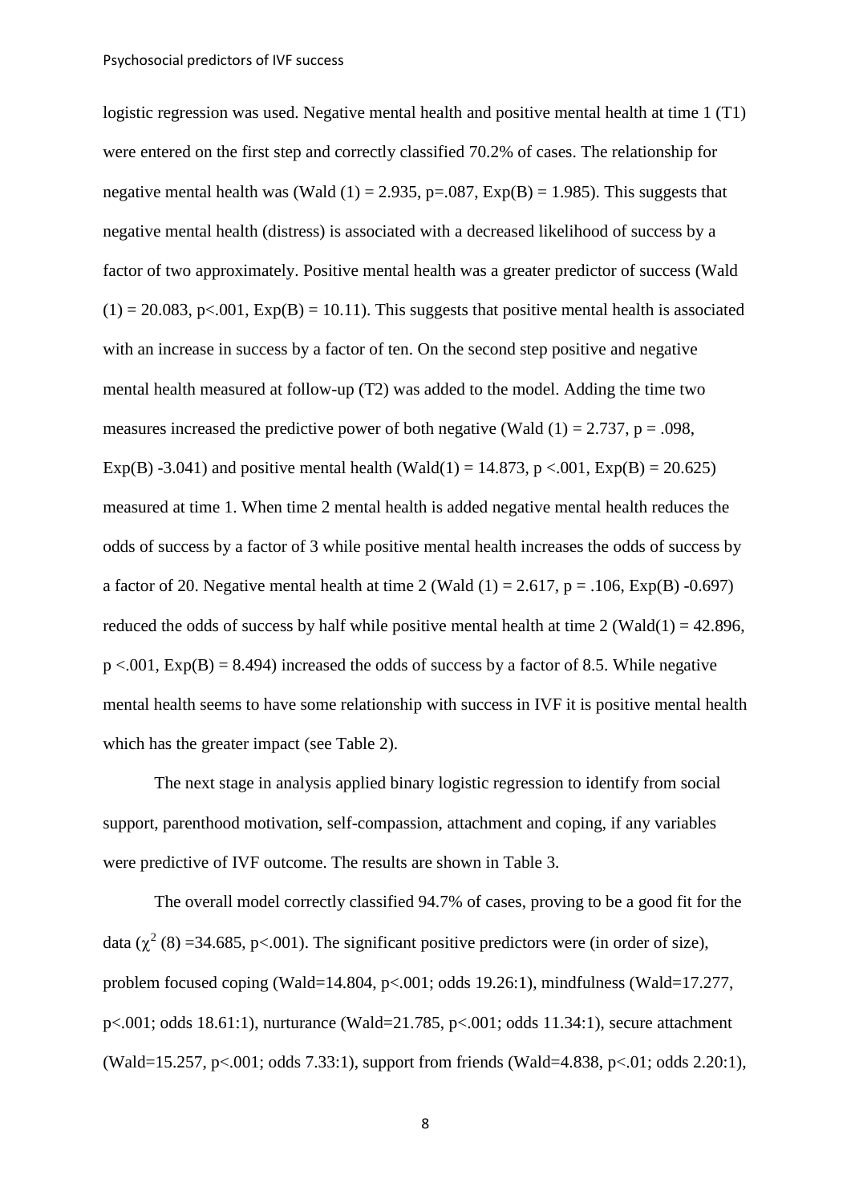logistic regression was used. Negative mental health and positive mental health at time 1 (T1) were entered on the first step and correctly classified 70.2% of cases. The relationship for negative mental health was (Wald (1) = 2.935, p=.087, Exp(B) = 1.985). This suggests that negative mental health (distress) is associated with a decreased likelihood of success by a factor of two approximately. Positive mental health was a greater predictor of success (Wald (1) = 20.083, p<.001, Exp(B) = 10.11). This suggests that positive mental health is associated with an increase in success by a factor of ten. On the second step positive and negative mental health measured at follow-up (T2) was added to the model. Adding the time two measures increased the predictive power of both negative (Wald (1) = 2.737, p = .098, Exp(B) -3.041) and positive mental health (Wald(1) = 14.873, p <.001, Exp(B) = 20.625) measured at time 1. When time 2 mental health is added negative mental health reduces the odds of success by a factor of 3 while positive mental health increases the odds of success by a factor of 20. Negative mental health at time 2 (Wald (1) = 2.617, p = .106, Exp(B) -0.697) reduced the odds of success by half while positive mental health at time 2 (Wald(1) = 42.896, p <.001, Exp(B) = 8.494) increased the odds of success by a factor of 8.5. While negative mental health seems to have some relationship with success in IVF it is positive mental health which has the greater impact (see Table 2).

The next stage in analysis applied binary logistic regression to identify from social support, parenthood motivation, self-compassion, attachment and coping, if any variables were predictive of IVF outcome. The results are shown in Table 3.

The overall model correctly classified 94.7% of cases, proving to be a good fit for the data ($\chi^2$ (8) =34.685, p<.001). The significant positive predictors were (in order of size), problem focused coping (Wald=14.804, p<.001; odds 19.26:1), mindfulness (Wald=17.277, p<.001; odds 18.61:1), nurturance (Wald=21.785, p<.001; odds 11.34:1), secure attachment (Wald=15.257, p<.001; odds 7.33:1), support from friends (Wald=4.838, p<.01; odds 2.20:1),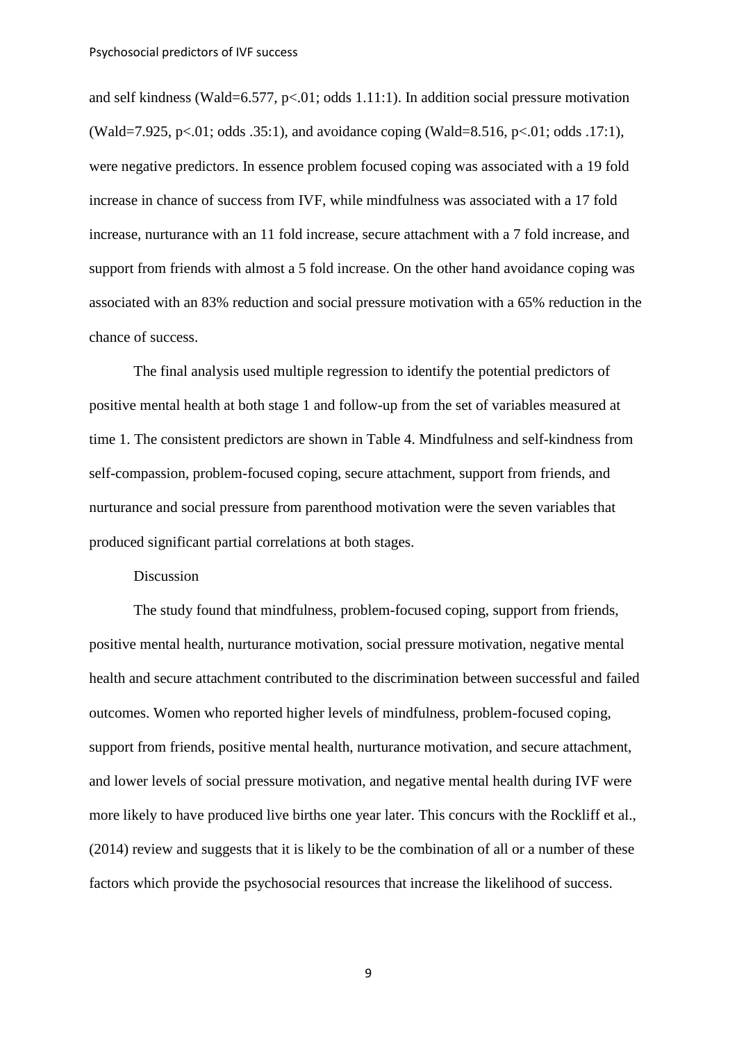and self kindness (Wald=6.577, $p<.01$; odds 1.11:1). In addition social pressure motivation (Wald=7.925, $p<.01$; odds .35:1), and avoidance coping (Wald=8.516, $p<.01$; odds .17:1), were negative predictors. In essence problem focused coping was associated with a 19 fold increase in chance of success from IVF, while mindfulness was associated with a 17 fold increase, nurturance with an 11 fold increase, secure attachment with a 7 fold increase, and support from friends with almost a 5 fold increase. On the other hand avoidance coping was associated with an 83% reduction and social pressure motivation with a 65% reduction in the chance of success.

The final analysis used multiple regression to identify the potential predictors of positive mental health at both stage 1 and follow-up from the set of variables measured at time 1. The consistent predictors are shown in Table 4. Mindfulness and self-kindness from self-compassion, problem-focused coping, secure attachment, support from friends, and nurturance and social pressure from parenthood motivation were the seven variables that produced significant partial correlations at both stages.

## Discussion

The study found that mindfulness, problem-focused coping, support from friends, positive mental health, nurturance motivation, social pressure motivation, negative mental health and secure attachment contributed to the discrimination between successful and failed outcomes. Women who reported higher levels of mindfulness, problem-focused coping, support from friends, positive mental health, nurturance motivation, and secure attachment, and lower levels of social pressure motivation, and negative mental health during IVF were more likely to have produced live births one year later. This concurs with the Rockliff et al., (2014) review and suggests that it is likely to be the combination of all or a number of these factors which provide the psychosocial resources that increase the likelihood of success.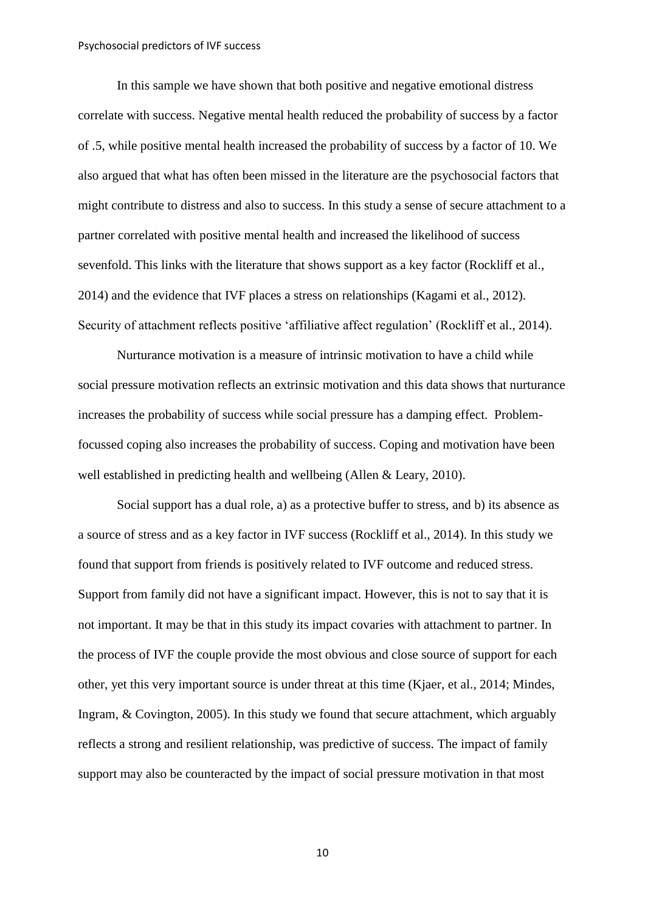In this sample we have shown that both positive and negative emotional distress correlate with success. Negative mental health reduced the probability of success by a factor of .5, while positive mental health increased the probability of success by a factor of 10. We also argued that what has often been missed in the literature are the psychosocial factors that might contribute to distress and also to success. In this study a sense of secure attachment to a partner correlated with positive mental health and increased the likelihood of success sevenfold. This links with the literature that shows support as a key factor (Rockliff et al., 2014) and the evidence that IVF places a stress on relationships (Kagami et al., 2012). Security of attachment reflects positive 'affiliative affect regulation' (Rockliff et al., 2014).

Nurturance motivation is a measure of intrinsic motivation to have a child while social pressure motivation reflects an extrinsic motivation and this data shows that nurturance increases the probability of success while social pressure has a damping effect. Problem-focussed coping also increases the probability of success. Coping and motivation have been well established in predicting health and wellbeing (Allen & Leary, 2010).

Social support has a dual role, a) as a protective buffer to stress, and b) its absence as a source of stress and as a key factor in IVF success (Rockliff et al., 2014). In this study we found that support from friends is positively related to IVF outcome and reduced stress. Support from family did not have a significant impact. However, this is not to say that it is not important. It may be that in this study its impact covaries with attachment to partner. In the process of IVF the couple provide the most obvious and close source of support for each other, yet this very important source is under threat at this time (Kjaer, et al., 2014; Mindes, Ingram, & Covington, 2005). In this study we found that secure attachment, which arguably reflects a strong and resilient relationship, was predictive of success. The impact of family support may also be counteracted by the impact of social pressure motivation in that most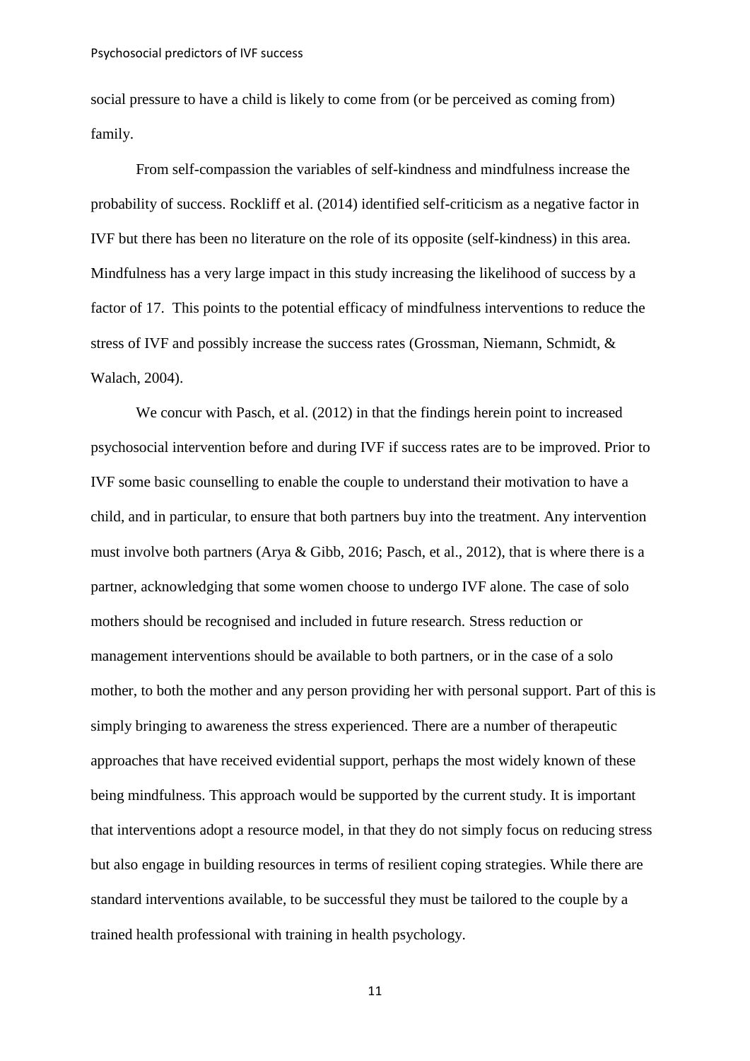social pressure to have a child is likely to come from (or be perceived as coming from) family.

From self-compassion the variables of self-kindness and mindfulness increase the probability of success. Rockliff et al. (2014) identified self-criticism as a negative factor in IVF but there has been no literature on the role of its opposite (self-kindness) in this area. Mindfulness has a very large impact in this study increasing the likelihood of success by a factor of 17. This points to the potential efficacy of mindfulness interventions to reduce the stress of IVF and possibly increase the success rates (Grossman, Niemann, Schmidt, & Walach, 2004).

We concur with Pasch, et al. (2012) in that the findings herein point to increased psychosocial intervention before and during IVF if success rates are to be improved. Prior to IVF some basic counselling to enable the couple to understand their motivation to have a child, and in particular, to ensure that both partners buy into the treatment. Any intervention must involve both partners (Arya & Gibb, 2016; Pasch, et al., 2012), that is where there is a partner, acknowledging that some women choose to undergo IVF alone. The case of solo mothers should be recognised and included in future research. Stress reduction or management interventions should be available to both partners, or in the case of a solo mother, to both the mother and any person providing her with personal support. Part of this is simply bringing to awareness the stress experienced. There are a number of therapeutic approaches that have received evidential support, perhaps the most widely known of these being mindfulness. This approach would be supported by the current study. It is important that interventions adopt a resource model, in that they do not simply focus on reducing stress but also engage in building resources in terms of resilient coping strategies. While there are standard interventions available, to be successful they must be tailored to the couple by a trained health professional with training in health psychology.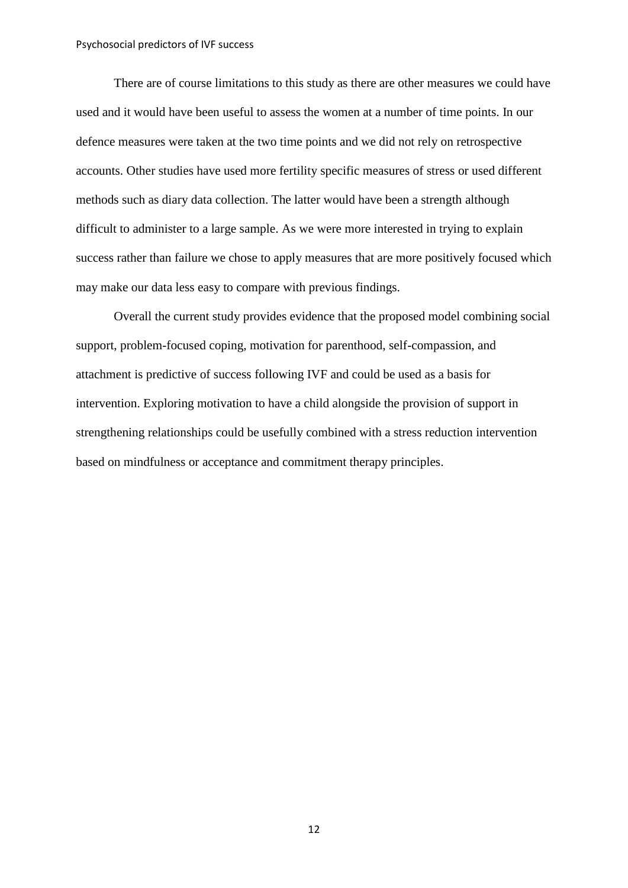There are of course limitations to this study as there are other measures we could have used and it would have been useful to assess the women at a number of time points. In our defence measures were taken at the two time points and we did not rely on retrospective accounts. Other studies have used more fertility specific measures of stress or used different methods such as diary data collection. The latter would have been a strength although difficult to administer to a large sample. As we were more interested in trying to explain success rather than failure we chose to apply measures that are more positively focused which may make our data less easy to compare with previous findings.

Overall the current study provides evidence that the proposed model combining social support, problem-focused coping, motivation for parenthood, self-compassion, and attachment is predictive of success following IVF and could be used as a basis for intervention. Exploring motivation to have a child alongside the provision of support in strengthening relationships could be usefully combined with a stress reduction intervention based on mindfulness or acceptance and commitment therapy principles.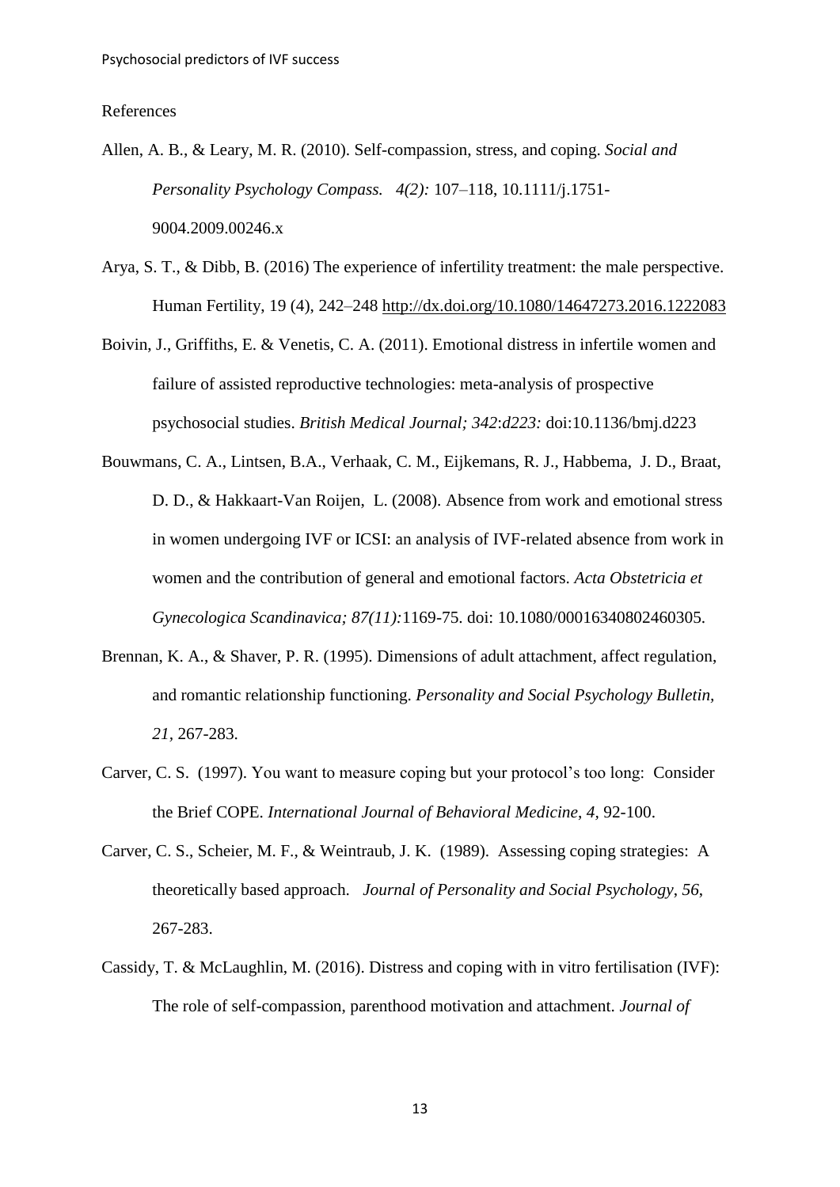References

Allen, A. B., & Leary, M. R. (2010). Self-compassion, stress, and coping. *Social and Personality Psychology Compass. 4(2):* 107–118, 10.1111/j.1751-9004.2009.00246.x

Arya, S. T., & Dibb, B. (2016) The experience of infertility treatment: the male perspective. Human Fertility, 19 (4), 242–248 http://dx.doi.org/10.1080/14647273.2016.1222083

Boivin, J., Griffiths, E. & Venetis, C. A. (2011). Emotional distress in infertile women and failure of assisted reproductive technologies: meta-analysis of prospective psychosocial studies. *British Medical Journal; 342:d223:* doi:10.1136/bmj.d223

Bouwmans, C. A., Lintsen, B.A., Verhaak, C. M., Eijkemans, R. J., Habbema, J. D., Braat, D. D., & Hakkaart-Van Roijen, L. (2008). Absence from work and emotional stress in women undergoing IVF or ICSI: an analysis of IVF-related absence from work in women and the contribution of general and emotional factors. *Acta Obstetricia et Gynecologica Scandinavica; 87(11):*1169-75. doi: 10.1080/00016340802460305.

Brennan, K. A., & Shaver, P. R. (1995). Dimensions of adult attachment, affect regulation, and romantic relationship functioning. *Personality and Social Psychology Bulletin, 21*, 267-283.

Carver, C. S. (1997). You want to measure coping but your protocol's too long: Consider the Brief COPE. *International Journal of Behavioral Medicine, 4*, 92-100.

Carver, C. S., Scheier, M. F., & Weintraub, J. K. (1989). Assessing coping strategies: A theoretically based approach. *Journal of Personality and Social Psychology, 56*, 267-283.

Cassidy, T. & McLaughlin, M. (2016). Distress and coping with in vitro fertilisation (IVF): The role of self-compassion, parenthood motivation and attachment. *Journal of*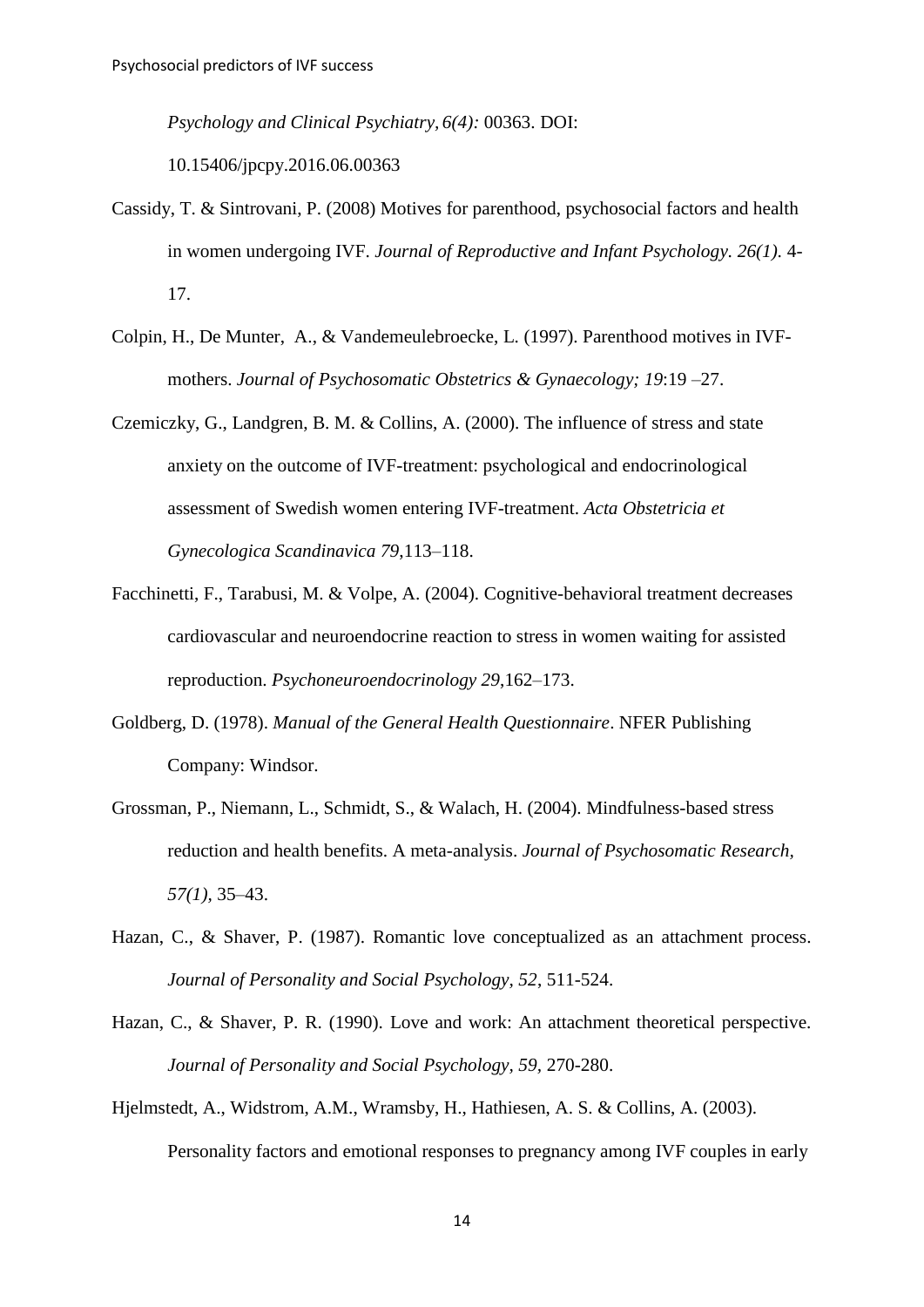*Psychology and Clinical Psychiatry, 6(4):* 00363. DOI: 10.15406/jpcpy.2016.06.00363

Cassidy, T. & Sintrovani, P. (2008) Motives for parenthood, psychosocial factors and health in women undergoing IVF. *Journal of Reproductive and Infant Psychology. 26(1).* 4-17.

Colpin, H., De Munter, A., & Vandemeulebroecke, L. (1997). Parenthood motives in IVF-mothers. *Journal of Psychosomatic Obstetrics & Gynaecology; 19*:19 –27.

Czemiczky, G., Landgren, B. M. & Collins, A. (2000). The influence of stress and state anxiety on the outcome of IVF-treatment: psychological and endocrinological assessment of Swedish women entering IVF-treatment. *Acta Obstetricia et Gynecologica Scandinavica 79*,113–118.

Facchinetti, F., Tarabusi, M. & Volpe, A. (2004). Cognitive-behavioral treatment decreases cardiovascular and neuroendocrine reaction to stress in women waiting for assisted reproduction. *Psychoneuroendocrinology 29*,162–173.

Goldberg, D. (1978). *Manual of the General Health Questionnaire*. NFER Publishing Company: Windsor.

Grossman, P., Niemann, L., Schmidt, S., & Walach, H. (2004). Mindfulness-based stress reduction and health benefits. A meta-analysis. *Journal of Psychosomatic Research, 57(1),* 35–43.

Hazan, C., & Shaver, P. (1987). Romantic love conceptualized as an attachment process. *Journal of Personality and Social Psychology, 52*, 511-524.

Hazan, C., & Shaver, P. R. (1990). Love and work: An attachment theoretical perspective. *Journal of Personality and Social Psychology, 59,* 270-280.

Hjelmstedt, A., Widstrom, A.M., Wramsby, H., Hathiesen, A. S. & Collins, A. (2003). Personality factors and emotional responses to pregnancy among IVF couples in early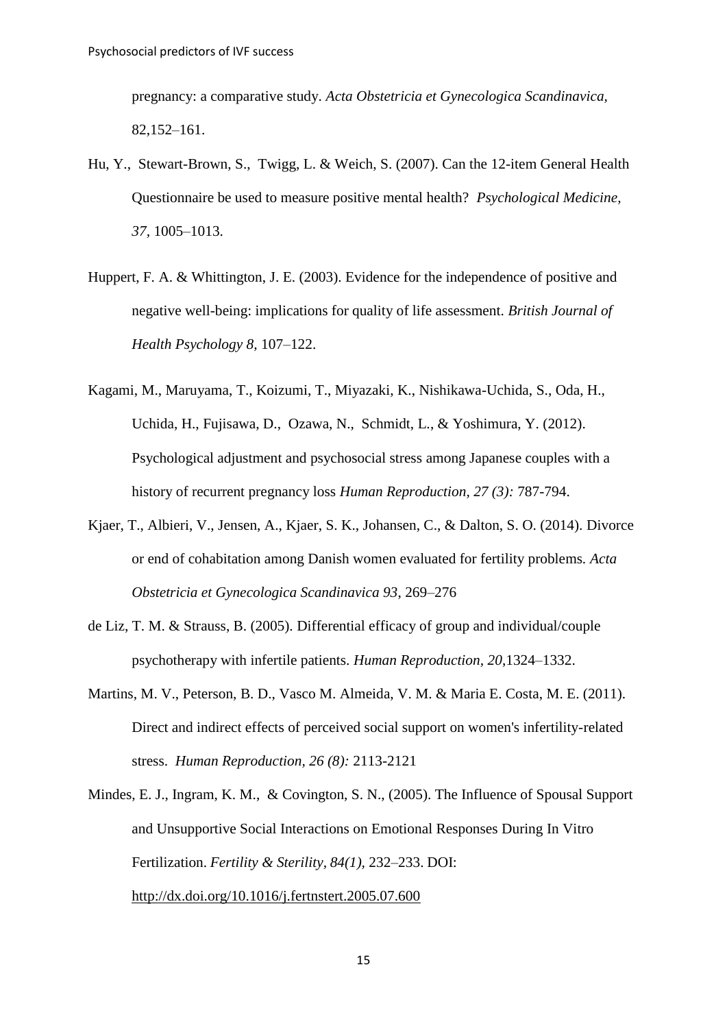pregnancy: a comparative study. *Acta Obstetricia et Gynecologica Scandinavica*, 82,152–161.

Hu, Y., Stewart-Brown, S., Twigg, L. & Weich, S. (2007). Can the 12-item General Health Questionnaire be used to measure positive mental health? *Psychological Medicine, 37,* 1005–1013.

Huppert, F. A. & Whittington, J. E. (2003). Evidence for the independence of positive and negative well-being: implications for quality of life assessment. *British Journal of Health Psychology 8,* 107–122.

Kagami, M., Maruyama, T., Koizumi, T., Miyazaki, K., Nishikawa-Uchida, S., Oda, H., Uchida, H., Fujisawa, D., Ozawa, N., Schmidt, L., & Yoshimura, Y. (2012). Psychological adjustment and psychosocial stress among Japanese couples with a history of recurrent pregnancy loss *Human Reproduction, 27 (3):* 787-794.

Kjaer, T., Albieri, V., Jensen, A., Kjaer, S. K., Johansen, C., & Dalton, S. O. (2014). Divorce or end of cohabitation among Danish women evaluated for fertility problems. *Acta Obstetricia et Gynecologica Scandinavica 93*, 269–276

de Liz, T. M. & Strauss, B. (2005). Differential efficacy of group and individual/couple psychotherapy with infertile patients. *Human Reproduction, 20,*1324–1332.

Martins, M. V., Peterson, B. D., Vasco M. Almeida, V. M. & Maria E. Costa, M. E. (2011). Direct and indirect effects of perceived social support on women's infertility-related stress. *Human Reproduction, 26 (8):* 2113-2121

Mindes, E. J., Ingram, K. M., & Covington, S. N., (2005). The Influence of Spousal Support and Unsupportive Social Interactions on Emotional Responses During In Vitro Fertilization. *Fertility & Sterility, 84(1),* 232–233. DOI: http://dx.doi.org/10.1016/j.fertnstert.2005.07.600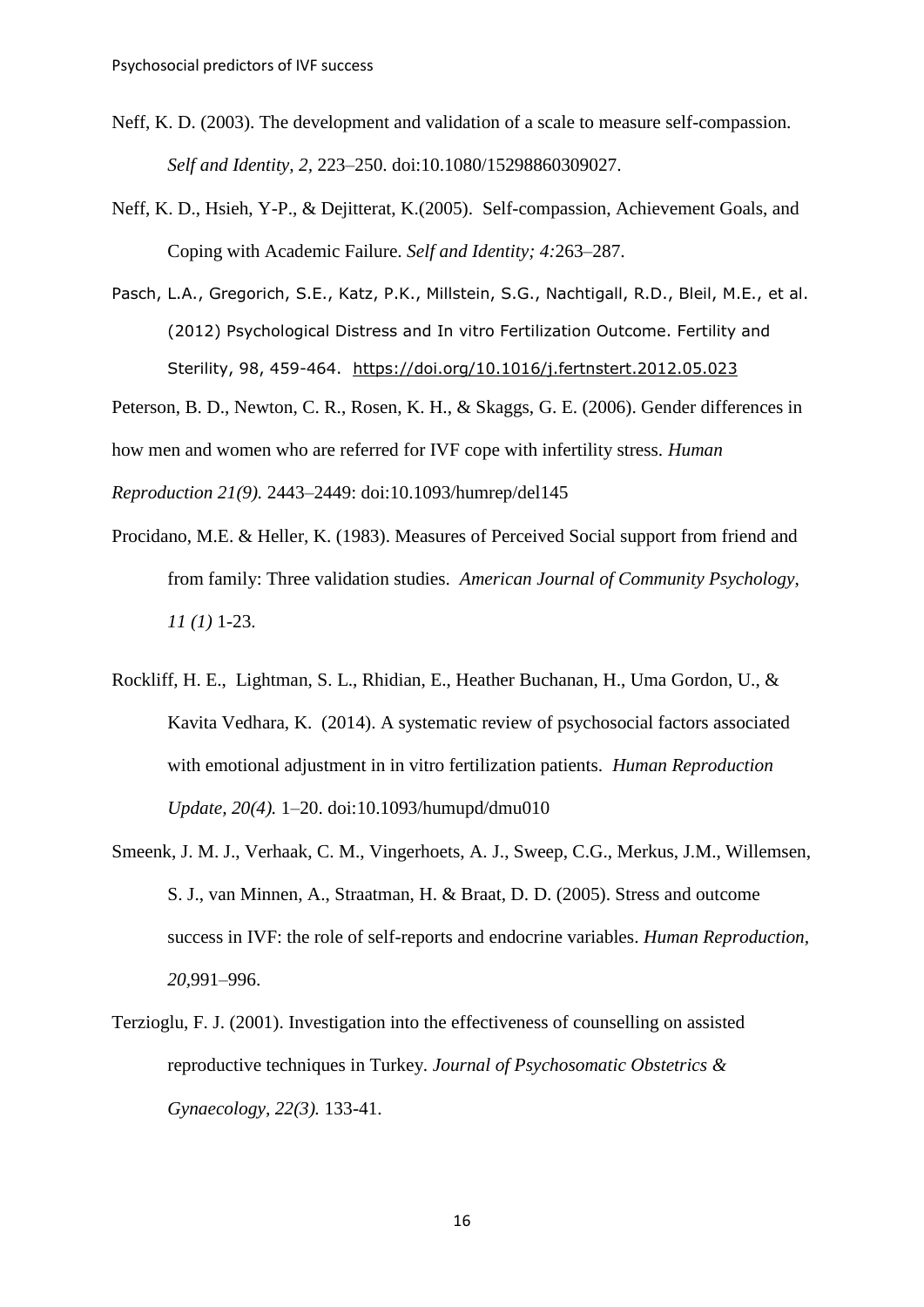Neff, K. D. (2003). The development and validation of a scale to measure self-compassion. *Self and Identity, 2,* 223–250. doi:10.1080/15298860309027.

Neff, K. D., Hsieh, Y-P., & Dejitterat, K.(2005). Self-compassion, Achievement Goals, and Coping with Academic Failure. *Self and Identity; 4:*263–287.

Pasch, L.A., Gregorich, S.E., Katz, P.K., Millstein, S.G., Nachtigall, R.D., Bleil, M.E., et al. (2012) Psychological Distress and In vitro Fertilization Outcome. Fertility and Sterility, 98, 459-464. https://doi.org/10.1016/j.fertnstert.2012.05.023

Peterson, B. D., Newton, C. R., Rosen, K. H., & Skaggs, G. E. (2006). Gender differences in how men and women who are referred for IVF cope with infertility stress. *Human Reproduction 21(9).* 2443–2449: doi:10.1093/humrep/del145

Procidano, M.E. & Heller, K. (1983). Measures of Perceived Social support from friend and from family: Three validation studies. *American Journal of Community Psychology, 11 (1)* 1-23.

Rockliff, H. E., Lightman, S. L., Rhidian, E., Heather Buchanan, H., Uma Gordon, U., & Kavita Vedhara, K. (2014). A systematic review of psychosocial factors associated with emotional adjustment in in vitro fertilization patients. *Human Reproduction Update, 20(4).* 1–20. doi:10.1093/humupd/dmu010

Smeenk, J. M. J., Verhaak, C. M., Vingerhoets, A. J., Sweep, C.G., Merkus, J.M., Willemsen, S. J., van Minnen, A., Straatman, H. & Braat, D. D. (2005). Stress and outcome success in IVF: the role of self-reports and endocrine variables. *Human Reproduction, 20,*991–996.

Terzioglu, F. J. (2001). Investigation into the effectiveness of counselling on assisted reproductive techniques in Turkey. *Journal of Psychosomatic Obstetrics & Gynaecology, 22(3).* 133-41.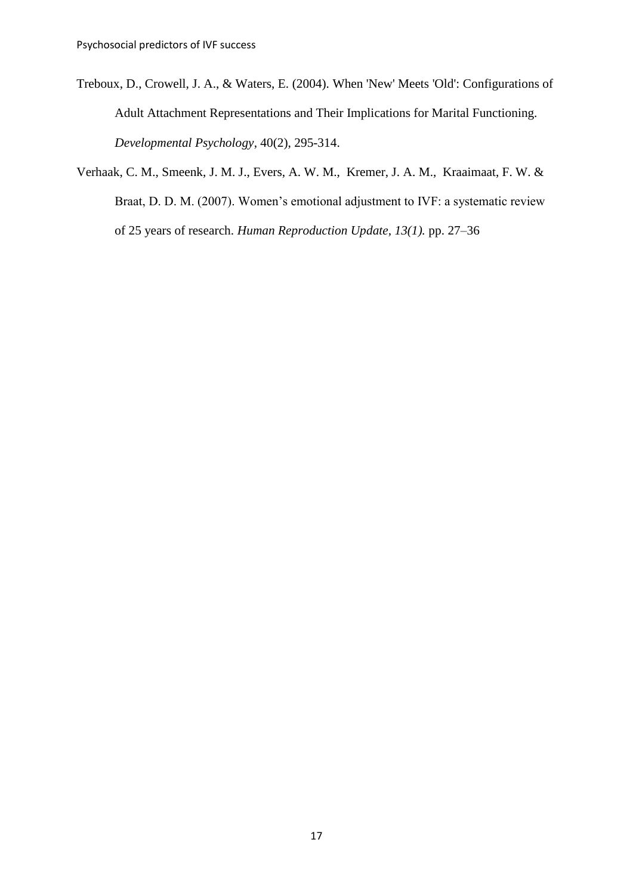Treboux, D., Crowell, J. A., & Waters, E. (2004). When 'New' Meets 'Old': Configurations of Adult Attachment Representations and Their Implications for Marital Functioning. *Developmental Psychology*, 40(2), 295-314.

Verhaak, C. M., Smeenk, J. M. J., Evers, A. W. M., Kremer, J. A. M., Kraaimaat, F. W. & Braat, D. D. M. (2007). Women's emotional adjustment to IVF: a systematic review of 25 years of research. *Human Reproduction Update, 13(1).* pp. 27–36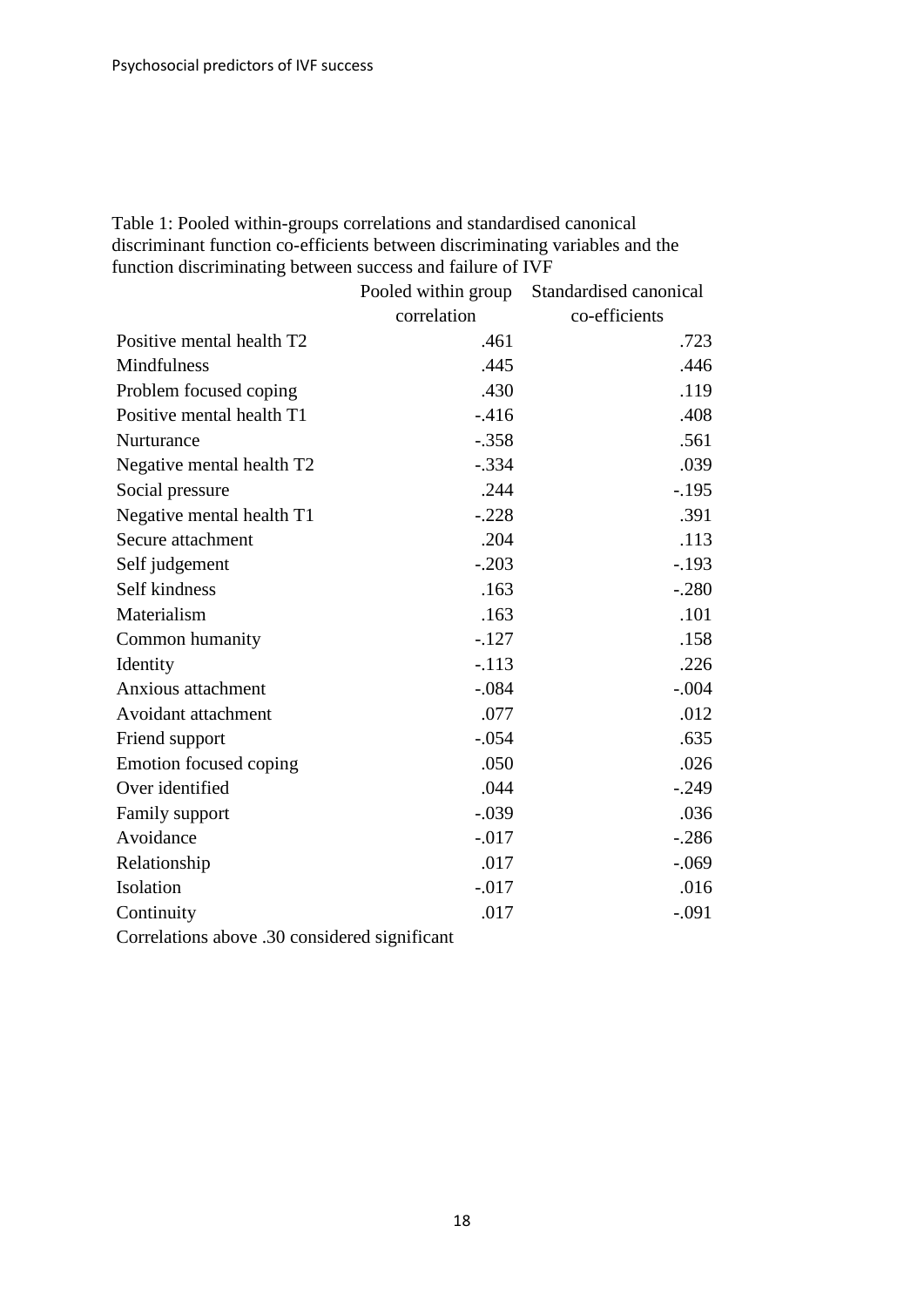Table 1: Pooled within-groups correlations and standardised canonical discriminant function co-efficients between discriminating variables and the function discriminating between success and failure of IVF

| | Pooled within group correlation | Standardised canonical co-efficients |
|---|---|---|
| Positive mental health T2 | .461 | .723 |
| Mindfulness | .445 | .446 |
| Problem focused coping | .430 | .119 |
| Positive mental health T1 | -.416 | .408 |
| Nurturance | -.358 | .561 |
| Negative mental health T2 | -.334 | .039 |
| Social pressure | .244 | -.195 |
| Negative mental health T1 | -.228 | .391 |
| Secure attachment | .204 | .113 |
| Self judgement | -.203 | -.193 |
| Self kindness | .163 | -.280 |
| Materialism | .163 | .101 |
| Common humanity | -.127 | .158 |
| Identity | -.113 | .226 |
| Anxious attachment | -.084 | -.004 |
| Avoidant attachment | .077 | .012 |
| Friend support | -.054 | .635 |
| Emotion focused coping | .050 | .026 |
| Over identified | .044 | -.249 |
| Family support | -.039 | .036 |
| Avoidance | -.017 | -.286 |
| Relationship | .017 | -.069 |
| Isolation | -.017 | .016 |
| Continuity | .017 | -.091 |

Correlations above .30 considered significant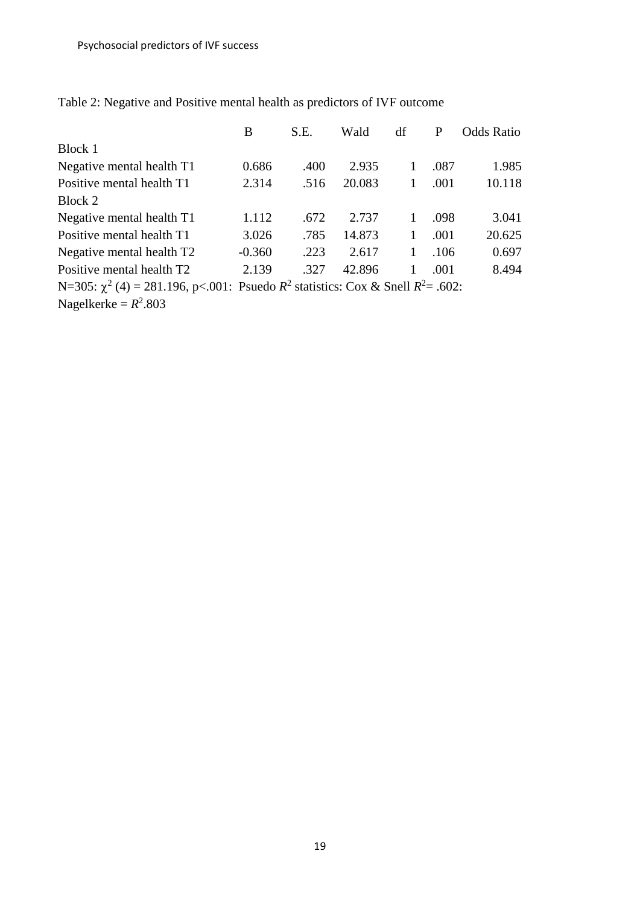Table 2: Negative and Positive mental health as predictors of IVF outcome

| | B | S.E. | Wald | df | P | Odds Ratio |
|---|---|---|---|---|---|---|
| Block 1 | | | | | | |
| Negative mental health T1 | 0.686 | .400 | 2.935 | 1 | .087 | 1.985 |
| Positive mental health T1 | 2.314 | .516 | 20.083 | 1 | .001 | 10.118 |
| Block 2 | | | | | | |
| Negative mental health T1 | 1.112 | .672 | 2.737 | 1 | .098 | 3.041 |
| Positive mental health T1 | 3.026 | .785 | 14.873 | 1 | .001 | 20.625 |
| Negative mental health T2 | -0.360 | .223 | 2.617 | 1 | .106 | 0.697 |
| Positive mental health T2 | 2.139 | .327 | 42.896 | 1 | .001 | 8.494 |

N=305: $\chi^2$ (4) = 281.196, p<.001: Psuedo $R^2$ statistics: Cox & Snell $R^2$= .602: Nagelkerke = $R^2$.803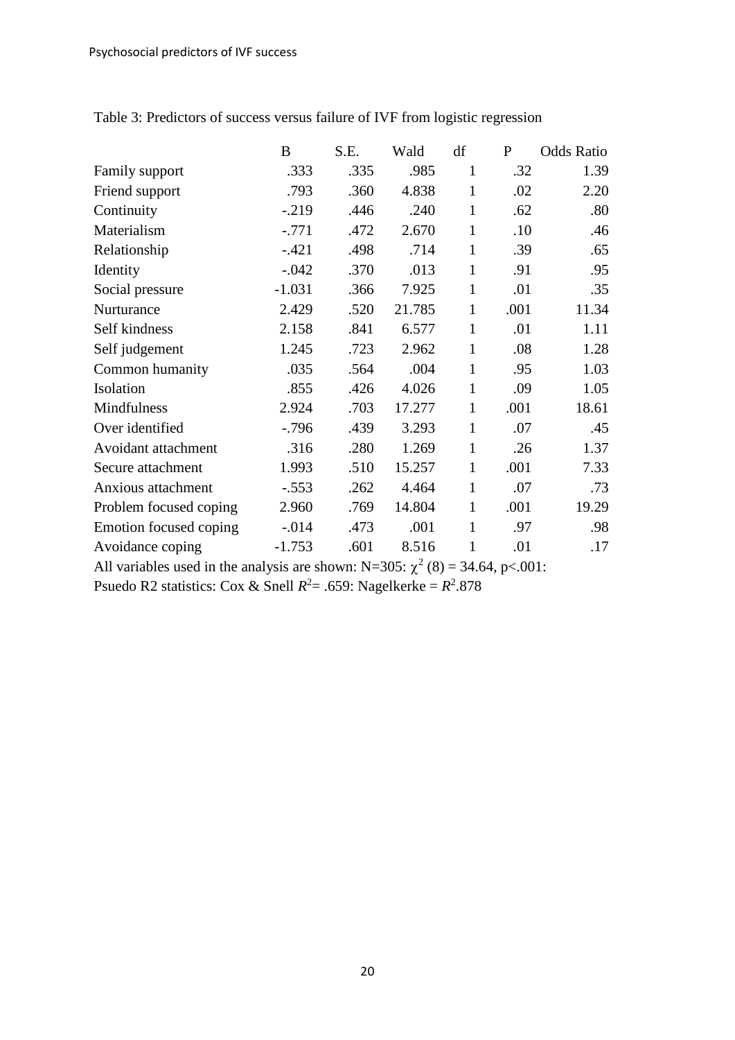Table 3: Predictors of success versus failure of IVF from logistic regression

| | B | S.E. | Wald | df | P | Odds Ratio |
|---|---|---|---|---|---|---|
| Family support | .333 | .335 | .985 | 1 | .32 | 1.39 |
| Friend support | .793 | .360 | 4.838 | 1 | .02 | 2.20 |
| Continuity | -.219 | .446 | .240 | 1 | .62 | .80 |
| Materialism | -.771 | .472 | 2.670 | 1 | .10 | .46 |
| Relationship | -.421 | .498 | .714 | 1 | .39 | .65 |
| Identity | -.042 | .370 | .013 | 1 | .91 | .95 |
| Social pressure | -1.031 | .366 | 7.925 | 1 | .01 | .35 |
| Nurturance | 2.429 | .520 | 21.785 | 1 | .001 | 11.34 |
| Self kindness | 2.158 | .841 | 6.577 | 1 | .01 | 1.11 |
| Self judgement | 1.245 | .723 | 2.962 | 1 | .08 | 1.28 |
| Common humanity | .035 | .564 | .004 | 1 | .95 | 1.03 |
| Isolation | .855 | .426 | 4.026 | 1 | .09 | 1.05 |
| Mindfulness | 2.924 | .703 | 17.277 | 1 | .001 | 18.61 |
| Over identified | -.796 | .439 | 3.293 | 1 | .07 | .45 |
| Avoidant attachment | .316 | .280 | 1.269 | 1 | .26 | 1.37 |
| Secure attachment | 1.993 | .510 | 15.257 | 1 | .001 | 7.33 |
| Anxious attachment | -.553 | .262 | 4.464 | 1 | .07 | .73 |
| Problem focused coping | 2.960 | .769 | 14.804 | 1 | .001 | 19.29 |
| Emotion focused coping | -.014 | .473 | .001 | 1 | .97 | .98 |
| Avoidance coping | -1.753 | .601 | 8.516 | 1 | .01 | .17 |

All variables used in the analysis are shown: N=305: $\chi^2$ (8) = 34.64, p<.001:
Psuedo R2 statistics: Cox & Snell $R^2$= .659: Nagelkerke = $R^2$.878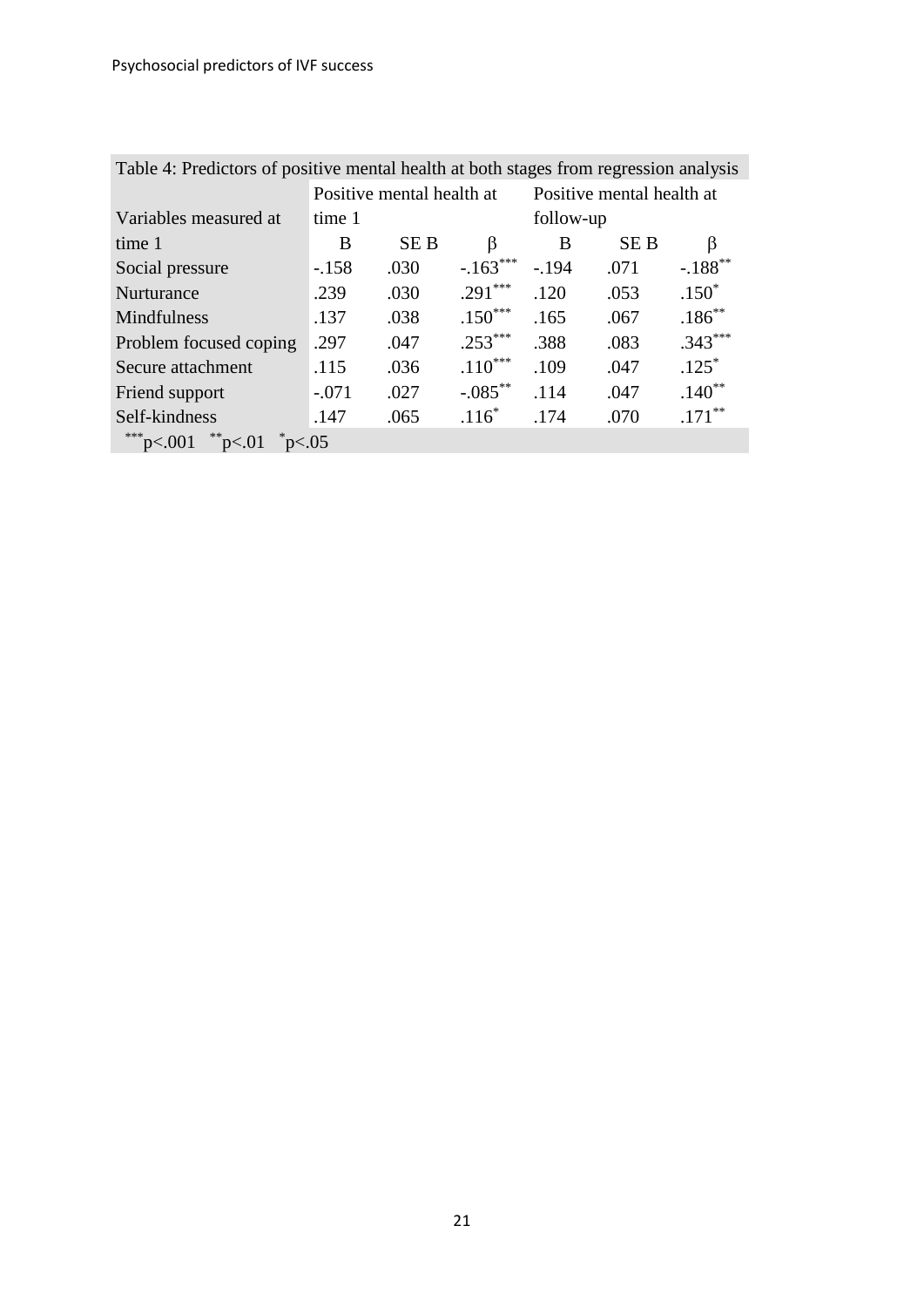Table 4: Predictors of positive mental health at both stages from regression analysis

| Variables measured at time 1 | Positive mental health at time 1 | | | Positive mental health at follow-up | | |
|---|---|---|---|---|---|---|
| | B | SE B | β | B | SE B | β |
| Social pressure | -.158 | .030 | -.163*** | -.194 | .071 | -.188** |
| Nurturance | .239 | .030 | .291*** | .120 | .053 | .150* |
| Mindfulness | .137 | .038 | .150*** | .165 | .067 | .186** |
| Problem focused coping | .297 | .047 | .253*** | .388 | .083 | .343*** |
| Secure attachment | .115 | .036 | .110*** | .109 | .047 | .125* |
| Friend support | -.071 | .027 | -.085** | .114 | .047 | .140** |
| Self-kindness | .147 | .065 | .116* | .174 | .070 | .171** |

***p<.001 **p<.01 *p<.05